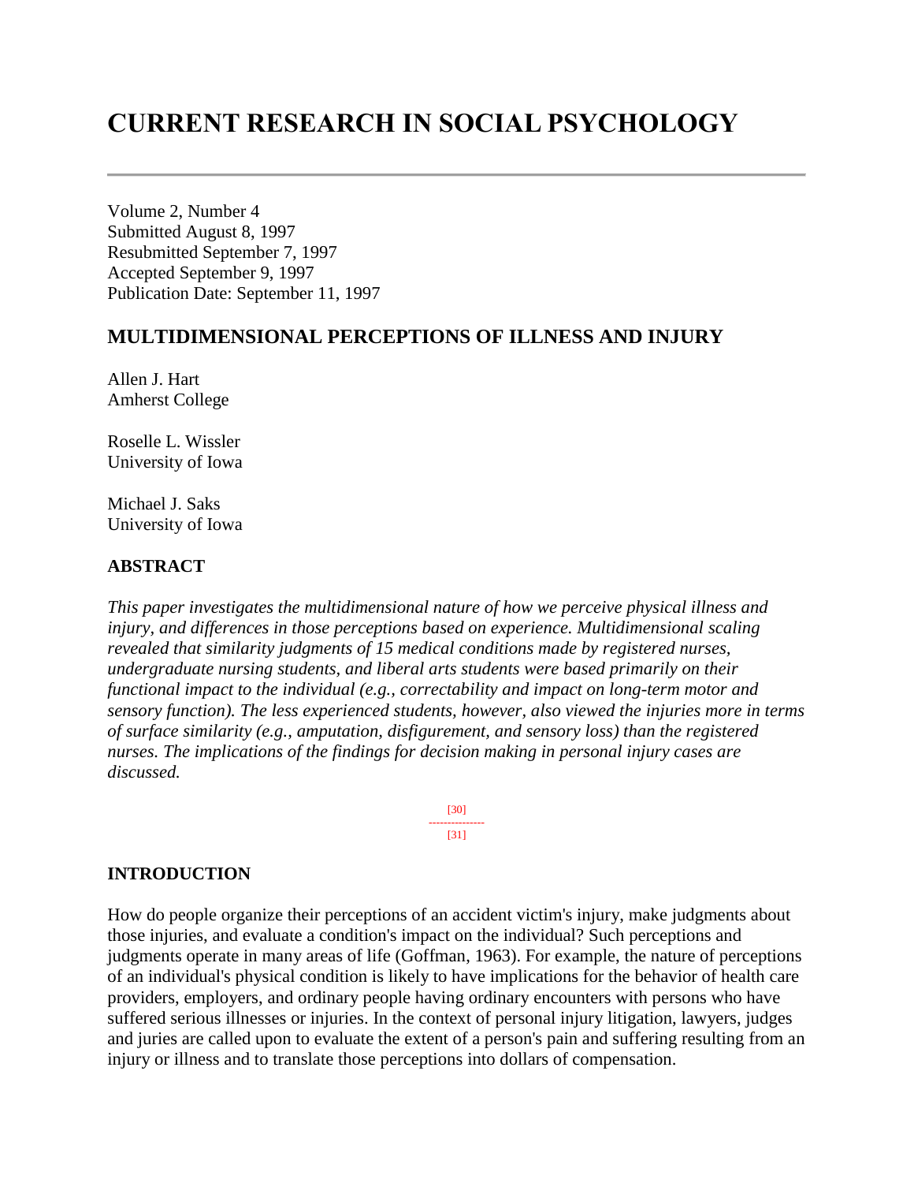# CURRENT RESEARCH IN SOCIAL PSYCHOLOGY

Volume 2, Number 4
Submitted August 8, 1997
Resubmitted September 7, 1997
Accepted September 9, 1997
Publication Date: September 11, 1997

## MULTIDIMENSIONAL PERCEPTIONS OF ILLNESS AND INJURY

Allen J. Hart
Amherst College

Roselle L. Wissler
University of Iowa

Michael J. Saks
University of Iowa

### ABSTRACT

*This paper investigates the multidimensional nature of how we perceive physical illness and injury, and differences in those perceptions based on experience. Multidimensional scaling revealed that similarity judgments of 15 medical conditions made by registered nurses, undergraduate nursing students, and liberal arts students were based primarily on their functional impact to the individual (e.g., correctability and impact on long-term motor and sensory function). The less experienced students, however, also viewed the injuries more in terms of surface similarity (e.g., amputation, disfigurement, and sensory loss) than the registered nurses. The implications of the findings for decision making in personal injury cases are discussed.*

### INTRODUCTION

How do people organize their perceptions of an accident victim's injury, make judgments about those injuries, and evaluate a condition's impact on the individual? Such perceptions and judgments operate in many areas of life (Goffman, 1963). For example, the nature of perceptions of an individual's physical condition is likely to have implications for the behavior of health care providers, employers, and ordinary people having ordinary encounters with persons who have suffered serious illnesses or injuries. In the context of personal injury litigation, lawyers, judges and juries are called upon to evaluate the extent of a person's pain and suffering resulting from an injury or illness and to translate those perceptions into dollars of compensation.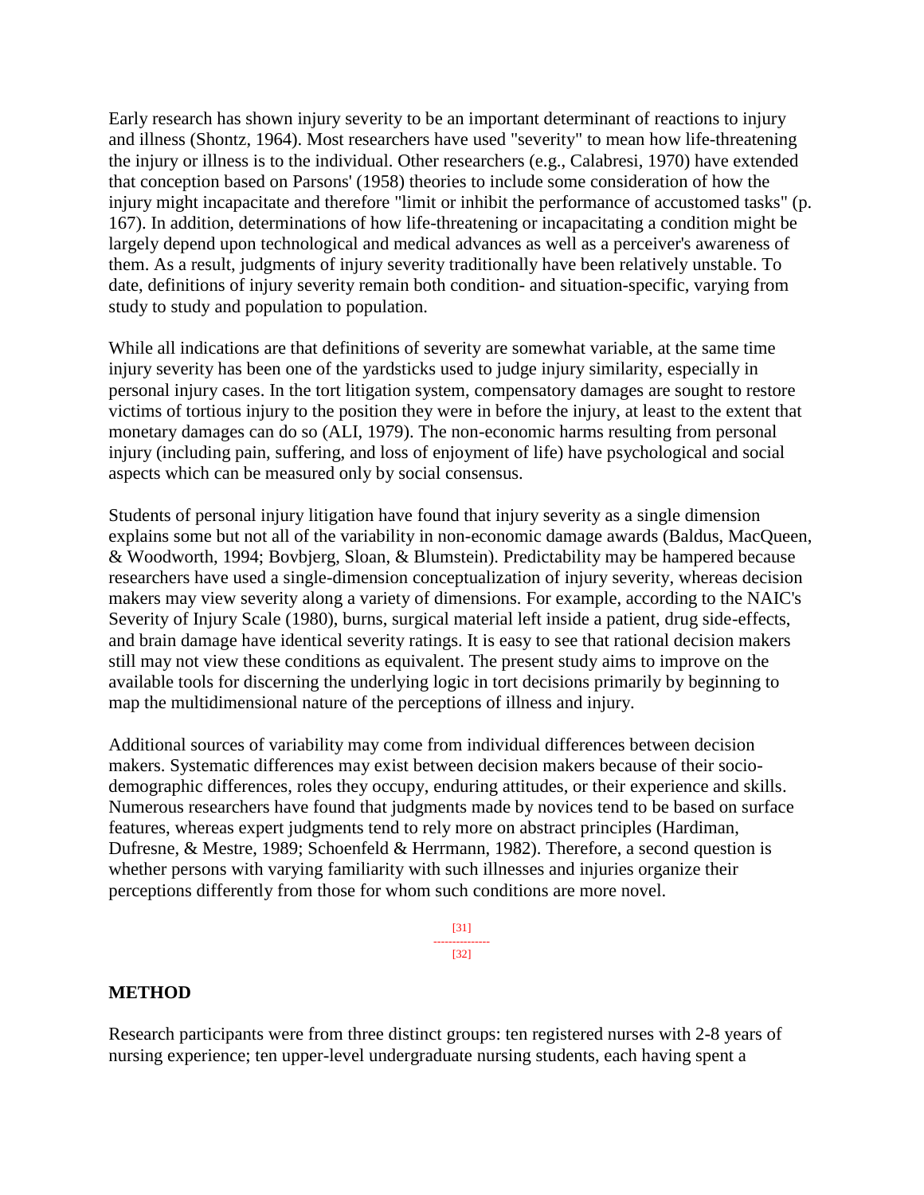Early research has shown injury severity to be an important determinant of reactions to injury and illness (Shontz, 1964). Most researchers have used "severity" to mean how life-threatening the injury or illness is to the individual. Other researchers (e.g., Calabresi, 1970) have extended that conception based on Parsons' (1958) theories to include some consideration of how the injury might incapacitate and therefore "limit or inhibit the performance of accustomed tasks" (p. 167). In addition, determinations of how life-threatening or incapacitating a condition might be largely depend upon technological and medical advances as well as a perceiver's awareness of them. As a result, judgments of injury severity traditionally have been relatively unstable. To date, definitions of injury severity remain both condition- and situation-specific, varying from study to study and population to population.

While all indications are that definitions of severity are somewhat variable, at the same time injury severity has been one of the yardsticks used to judge injury similarity, especially in personal injury cases. In the tort litigation system, compensatory damages are sought to restore victims of tortious injury to the position they were in before the injury, at least to the extent that monetary damages can do so (ALI, 1979). The non-economic harms resulting from personal injury (including pain, suffering, and loss of enjoyment of life) have psychological and social aspects which can be measured only by social consensus.

Students of personal injury litigation have found that injury severity as a single dimension explains some but not all of the variability in non-economic damage awards (Baldus, MacQueen, & Woodworth, 1994; Bovbjerg, Sloan, & Blumstein). Predictability may be hampered because researchers have used a single-dimension conceptualization of injury severity, whereas decision makers may view severity along a variety of dimensions. For example, according to the NAIC's Severity of Injury Scale (1980), burns, surgical material left inside a patient, drug side-effects, and brain damage have identical severity ratings. It is easy to see that rational decision makers still may not view these conditions as equivalent. The present study aims to improve on the available tools for discerning the underlying logic in tort decisions primarily by beginning to map the multidimensional nature of the perceptions of illness and injury.

Additional sources of variability may come from individual differences between decision makers. Systematic differences may exist between decision makers because of their socio-demographic differences, roles they occupy, enduring attitudes, or their experience and skills. Numerous researchers have found that judgments made by novices tend to be based on surface features, whereas expert judgments tend to rely more on abstract principles (Hardiman, Dufresne, & Mestre, 1989; Schoenfeld & Herrmann, 1982). Therefore, a second question is whether persons with varying familiarity with such illnesses and injuries organize their perceptions differently from those for whom such conditions are more novel.

## METHOD

Research participants were from three distinct groups: ten registered nurses with 2-8 years of nursing experience; ten upper-level undergraduate nursing students, each having spent a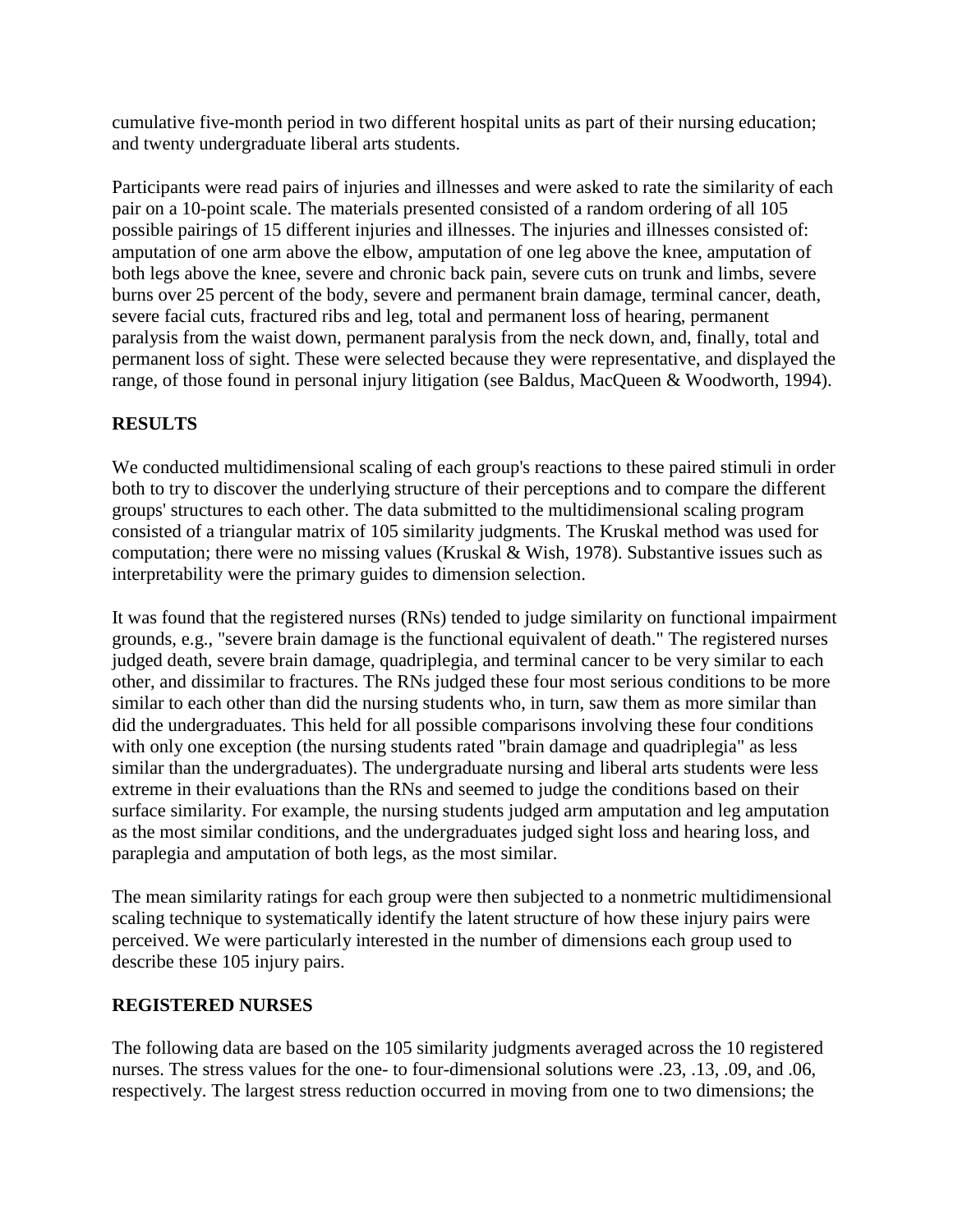cumulative five-month period in two different hospital units as part of their nursing education; and twenty undergraduate liberal arts students.

Participants were read pairs of injuries and illnesses and were asked to rate the similarity of each pair on a 10-point scale. The materials presented consisted of a random ordering of all 105 possible pairings of 15 different injuries and illnesses. The injuries and illnesses consisted of: amputation of one arm above the elbow, amputation of one leg above the knee, amputation of both legs above the knee, severe and chronic back pain, severe cuts on trunk and limbs, severe burns over 25 percent of the body, severe and permanent brain damage, terminal cancer, death, severe facial cuts, fractured ribs and leg, total and permanent loss of hearing, permanent paralysis from the waist down, permanent paralysis from the neck down, and, finally, total and permanent loss of sight. These were selected because they were representative, and displayed the range, of those found in personal injury litigation (see Baldus, MacQueen & Woodworth, 1994).

## RESULTS

We conducted multidimensional scaling of each group's reactions to these paired stimuli in order both to try to discover the underlying structure of their perceptions and to compare the different groups' structures to each other. The data submitted to the multidimensional scaling program consisted of a triangular matrix of 105 similarity judgments. The Kruskal method was used for computation; there were no missing values (Kruskal & Wish, 1978). Substantive issues such as interpretability were the primary guides to dimension selection.

It was found that the registered nurses (RNs) tended to judge similarity on functional impairment grounds, e.g., "severe brain damage is the functional equivalent of death." The registered nurses judged death, severe brain damage, quadriplegia, and terminal cancer to be very similar to each other, and dissimilar to fractures. The RNs judged these four most serious conditions to be more similar to each other than did the nursing students who, in turn, saw them as more similar than did the undergraduates. This held for all possible comparisons involving these four conditions with only one exception (the nursing students rated "brain damage and quadriplegia" as less similar than the undergraduates). The undergraduate nursing and liberal arts students were less extreme in their evaluations than the RNs and seemed to judge the conditions based on their surface similarity. For example, the nursing students judged arm amputation and leg amputation as the most similar conditions, and the undergraduates judged sight loss and hearing loss, and paraplegia and amputation of both legs, as the most similar.

The mean similarity ratings for each group were then subjected to a nonmetric multidimensional scaling technique to systematically identify the latent structure of how these injury pairs were perceived. We were particularly interested in the number of dimensions each group used to describe these 105 injury pairs.

## REGISTERED NURSES

The following data are based on the 105 similarity judgments averaged across the 10 registered nurses. The stress values for the one- to four-dimensional solutions were .23, .13, .09, and .06, respectively. The largest stress reduction occurred in moving from one to two dimensions; the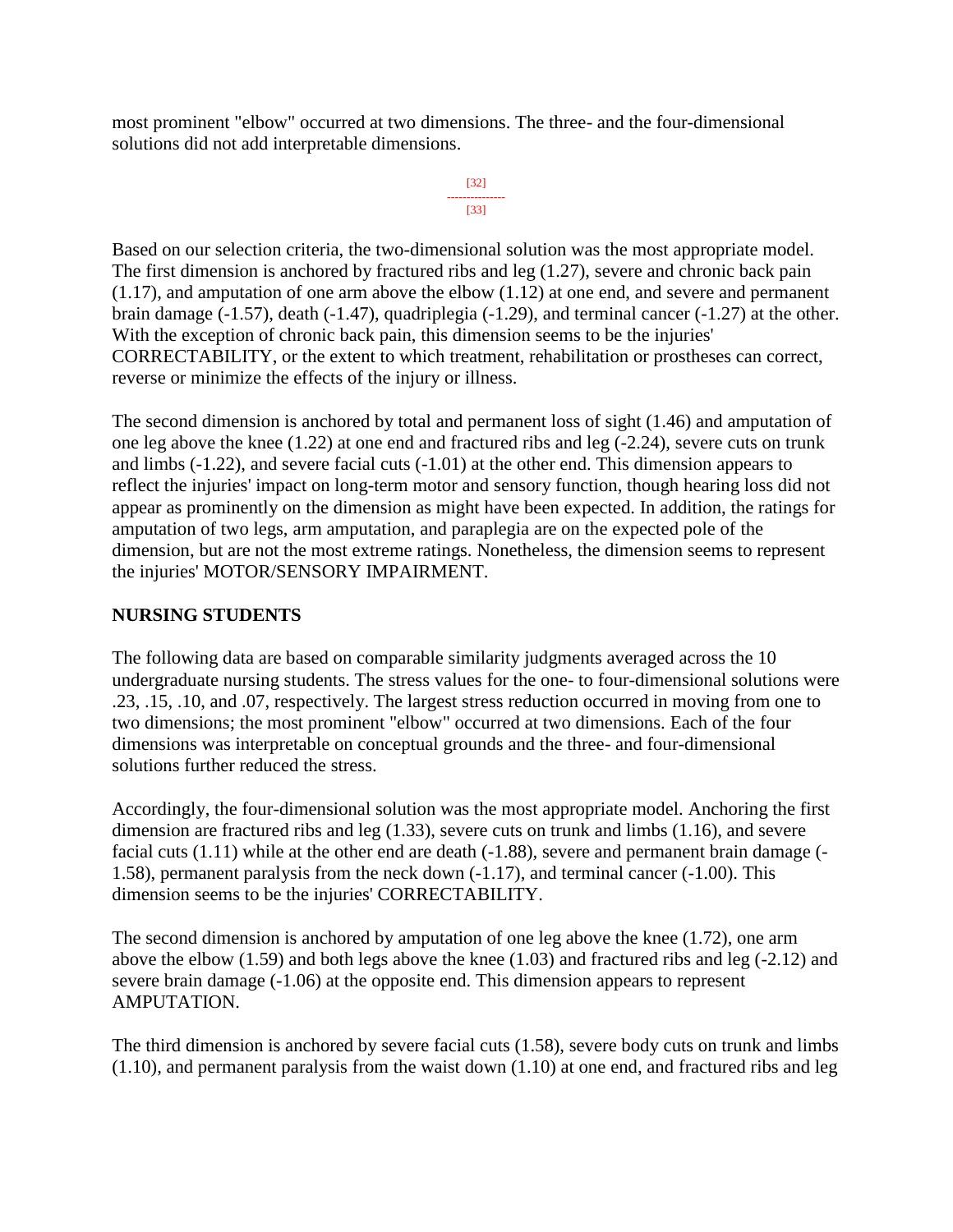most prominent "elbow" occurred at two dimensions. The three- and the four-dimensional solutions did not add interpretable dimensions.

[32]
---------------
[33]

Based on our selection criteria, the two-dimensional solution was the most appropriate model. The first dimension is anchored by fractured ribs and leg (1.27), severe and chronic back pain (1.17), and amputation of one arm above the elbow (1.12) at one end, and severe and permanent brain damage (-1.57), death (-1.47), quadriplegia (-1.29), and terminal cancer (-1.27) at the other. With the exception of chronic back pain, this dimension seems to be the injuries' CORRECTABILITY, or the extent to which treatment, rehabilitation or prostheses can correct, reverse or minimize the effects of the injury or illness.

The second dimension is anchored by total and permanent loss of sight (1.46) and amputation of one leg above the knee (1.22) at one end and fractured ribs and leg (-2.24), severe cuts on trunk and limbs (-1.22), and severe facial cuts (-1.01) at the other end. This dimension appears to reflect the injuries' impact on long-term motor and sensory function, though hearing loss did not appear as prominently on the dimension as might have been expected. In addition, the ratings for amputation of two legs, arm amputation, and paraplegia are on the expected pole of the dimension, but are not the most extreme ratings. Nonetheless, the dimension seems to represent the injuries' MOTOR/SENSORY IMPAIRMENT.

**NURSING STUDENTS**

The following data are based on comparable similarity judgments averaged across the 10 undergraduate nursing students. The stress values for the one- to four-dimensional solutions were .23, .15, .10, and .07, respectively. The largest stress reduction occurred in moving from one to two dimensions; the most prominent "elbow" occurred at two dimensions. Each of the four dimensions was interpretable on conceptual grounds and the three- and four-dimensional solutions further reduced the stress.

Accordingly, the four-dimensional solution was the most appropriate model. Anchoring the first dimension are fractured ribs and leg (1.33), severe cuts on trunk and limbs (1.16), and severe facial cuts (1.11) while at the other end are death (-1.88), severe and permanent brain damage (-1.58), permanent paralysis from the neck down (-1.17), and terminal cancer (-1.00). This dimension seems to be the injuries' CORRECTABILITY.

The second dimension is anchored by amputation of one leg above the knee (1.72), one arm above the elbow (1.59) and both legs above the knee (1.03) and fractured ribs and leg (-2.12) and severe brain damage (-1.06) at the opposite end. This dimension appears to represent AMPUTATION.

The third dimension is anchored by severe facial cuts (1.58), severe body cuts on trunk and limbs (1.10), and permanent paralysis from the waist down (1.10) at one end, and fractured ribs and leg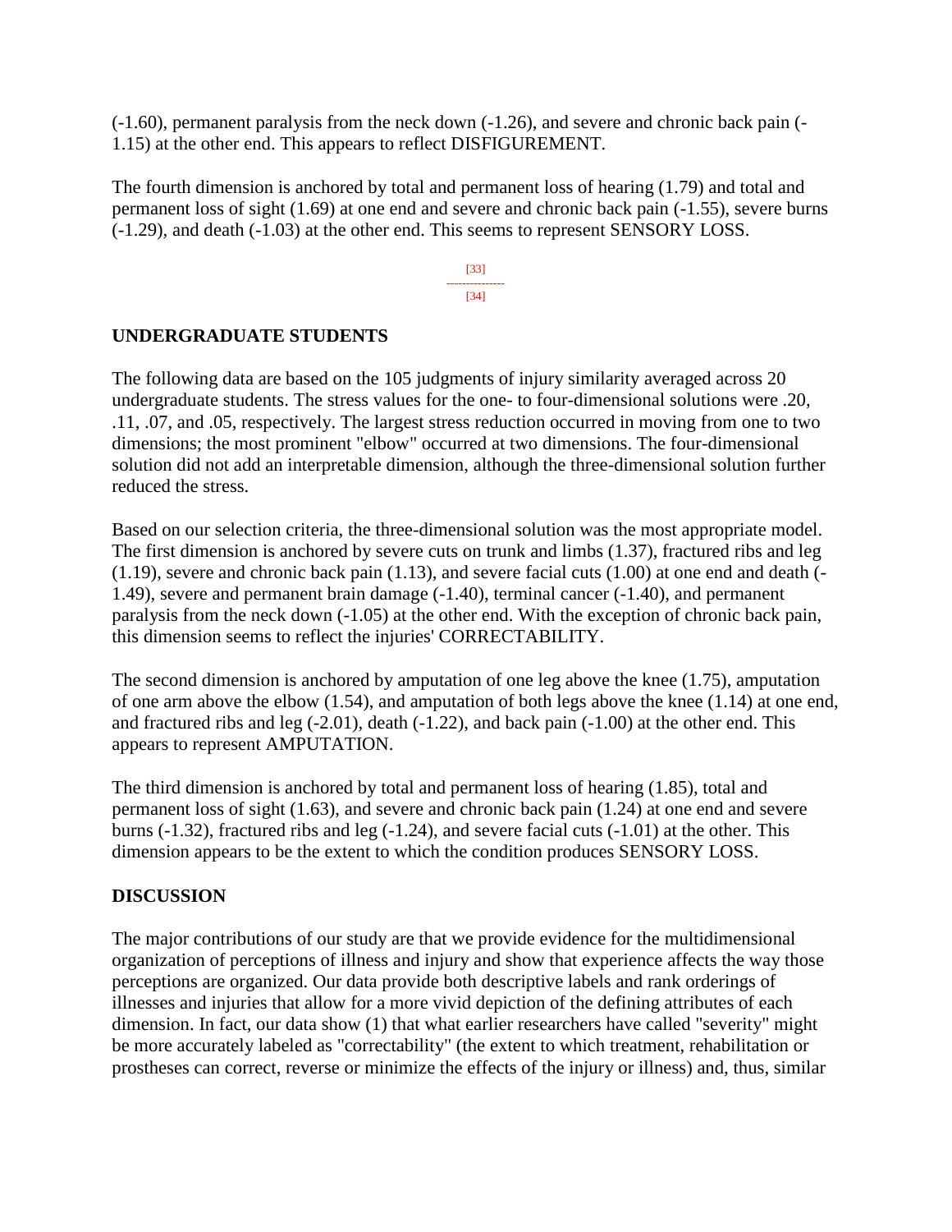(-1.60), permanent paralysis from the neck down (-1.26), and severe and chronic back pain (-1.15) at the other end. This appears to reflect DISFIGUREMENT.

The fourth dimension is anchored by total and permanent loss of hearing (1.79) and total and permanent loss of sight (1.69) at one end and severe and chronic back pain (-1.55), severe burns (-1.29), and death (-1.03) at the other end. This seems to represent SENSORY LOSS.

## UNDERGRADUATE STUDENTS

The following data are based on the 105 judgments of injury similarity averaged across 20 undergraduate students. The stress values for the one- to four-dimensional solutions were .20, .11, .07, and .05, respectively. The largest stress reduction occurred in moving from one to two dimensions; the most prominent "elbow" occurred at two dimensions. The four-dimensional solution did not add an interpretable dimension, although the three-dimensional solution further reduced the stress.

Based on our selection criteria, the three-dimensional solution was the most appropriate model. The first dimension is anchored by severe cuts on trunk and limbs (1.37), fractured ribs and leg (1.19), severe and chronic back pain (1.13), and severe facial cuts (1.00) at one end and death (-1.49), severe and permanent brain damage (-1.40), terminal cancer (-1.40), and permanent paralysis from the neck down (-1.05) at the other end. With the exception of chronic back pain, this dimension seems to reflect the injuries' CORRECTABILITY.

The second dimension is anchored by amputation of one leg above the knee (1.75), amputation of one arm above the elbow (1.54), and amputation of both legs above the knee (1.14) at one end, and fractured ribs and leg (-2.01), death (-1.22), and back pain (-1.00) at the other end. This appears to represent AMPUTATION.

The third dimension is anchored by total and permanent loss of hearing (1.85), total and permanent loss of sight (1.63), and severe and chronic back pain (1.24) at one end and severe burns (-1.32), fractured ribs and leg (-1.24), and severe facial cuts (-1.01) at the other. This dimension appears to be the extent to which the condition produces SENSORY LOSS.

## DISCUSSION

The major contributions of our study are that we provide evidence for the multidimensional organization of perceptions of illness and injury and show that experience affects the way those perceptions are organized. Our data provide both descriptive labels and rank orderings of illnesses and injuries that allow for a more vivid depiction of the defining attributes of each dimension. In fact, our data show (1) that what earlier researchers have called "severity" might be more accurately labeled as "correctability" (the extent to which treatment, rehabilitation or prostheses can correct, reverse or minimize the effects of the injury or illness) and, thus, similar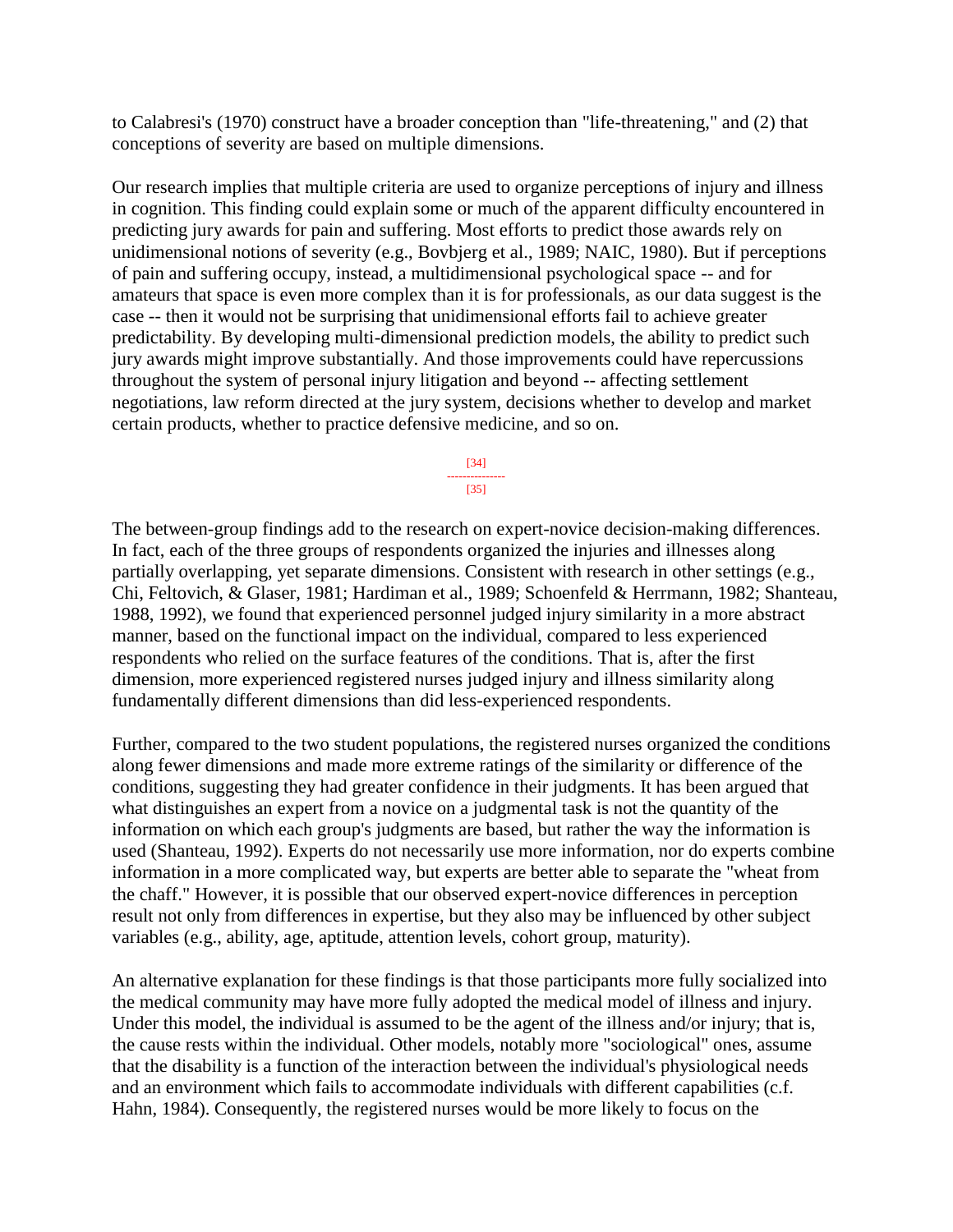to Calabresi's (1970) construct have a broader conception than "life-threatening," and (2) that conceptions of severity are based on multiple dimensions.

Our research implies that multiple criteria are used to organize perceptions of injury and illness in cognition. This finding could explain some or much of the apparent difficulty encountered in predicting jury awards for pain and suffering. Most efforts to predict those awards rely on unidimensional notions of severity (e.g., Bovbjerg et al., 1989; NAIC, 1980). But if perceptions of pain and suffering occupy, instead, a multidimensional psychological space -- and for amateurs that space is even more complex than it is for professionals, as our data suggest is the case -- then it would not be surprising that unidimensional efforts fail to achieve greater predictability. By developing multi-dimensional prediction models, the ability to predict such jury awards might improve substantially. And those improvements could have repercussions throughout the system of personal injury litigation and beyond -- affecting settlement negotiations, law reform directed at the jury system, decisions whether to develop and market certain products, whether to practice defensive medicine, and so on.

The between-group findings add to the research on expert-novice decision-making differences. In fact, each of the three groups of respondents organized the injuries and illnesses along partially overlapping, yet separate dimensions. Consistent with research in other settings (e.g., Chi, Feltovich, & Glaser, 1981; Hardiman et al., 1989; Schoenfeld & Herrmann, 1982; Shanteau, 1988, 1992), we found that experienced personnel judged injury similarity in a more abstract manner, based on the functional impact on the individual, compared to less experienced respondents who relied on the surface features of the conditions. That is, after the first dimension, more experienced registered nurses judged injury and illness similarity along fundamentally different dimensions than did less-experienced respondents.

Further, compared to the two student populations, the registered nurses organized the conditions along fewer dimensions and made more extreme ratings of the similarity or difference of the conditions, suggesting they had greater confidence in their judgments. It has been argued that what distinguishes an expert from a novice on a judgmental task is not the quantity of the information on which each group's judgments are based, but rather the way the information is used (Shanteau, 1992). Experts do not necessarily use more information, nor do experts combine information in a more complicated way, but experts are better able to separate the "wheat from the chaff." However, it is possible that our observed expert-novice differences in perception result not only from differences in expertise, but they also may be influenced by other subject variables (e.g., ability, age, aptitude, attention levels, cohort group, maturity).

An alternative explanation for these findings is that those participants more fully socialized into the medical community may have more fully adopted the medical model of illness and injury. Under this model, the individual is assumed to be the agent of the illness and/or injury; that is, the cause rests within the individual. Other models, notably more "sociological" ones, assume that the disability is a function of the interaction between the individual's physiological needs and an environment which fails to accommodate individuals with different capabilities (c.f. Hahn, 1984). Consequently, the registered nurses would be more likely to focus on the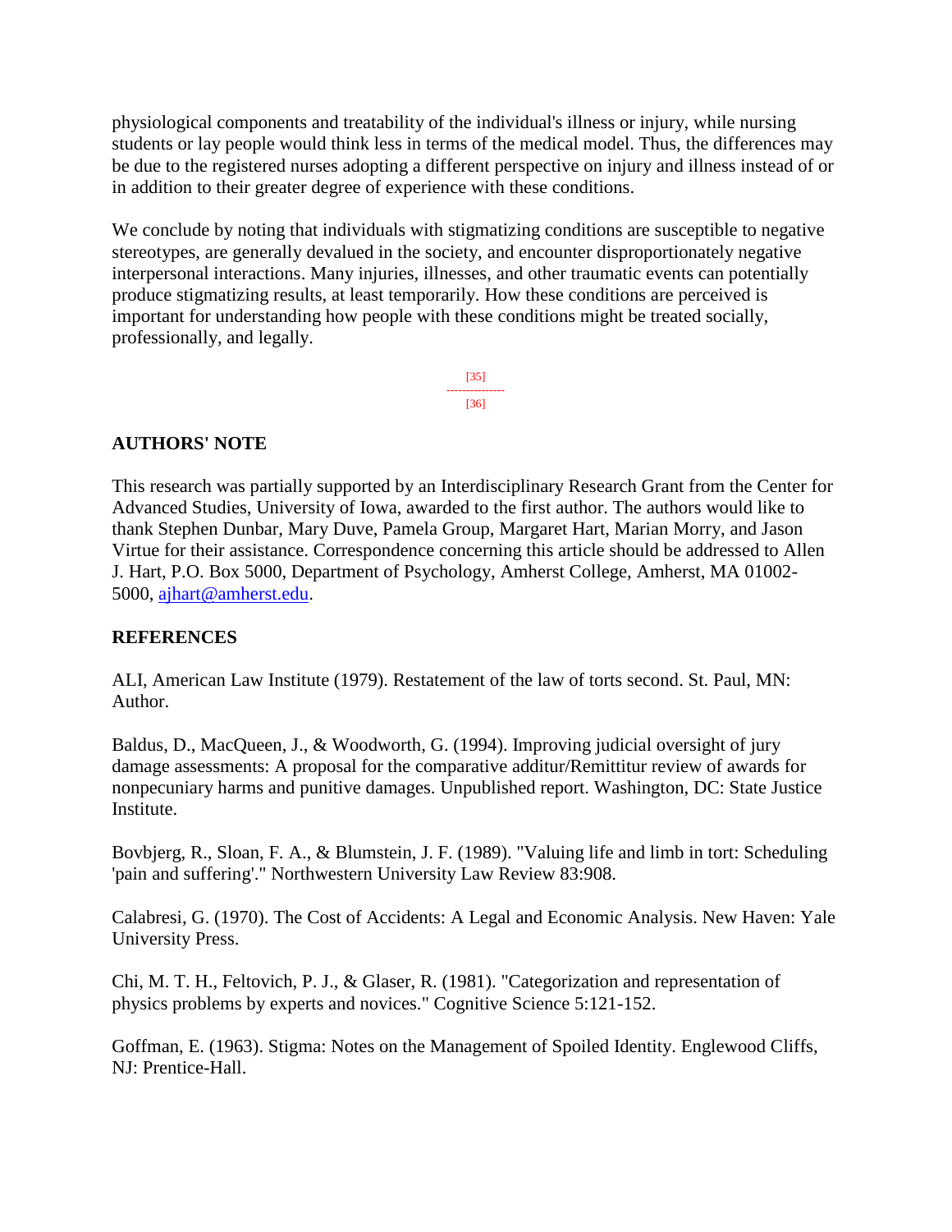physiological components and treatability of the individual's illness or injury, while nursing students or lay people would think less in terms of the medical model. Thus, the differences may be due to the registered nurses adopting a different perspective on injury and illness instead of or in addition to their greater degree of experience with these conditions.

We conclude by noting that individuals with stigmatizing conditions are susceptible to negative stereotypes, are generally devalued in the society, and encounter disproportionately negative interpersonal interactions. Many injuries, illnesses, and other traumatic events can potentially produce stigmatizing results, at least temporarily. How these conditions are perceived is important for understanding how people with these conditions might be treated socially, professionally, and legally.

[35]
--------------
[36]

## AUTHORS' NOTE

This research was partially supported by an Interdisciplinary Research Grant from the Center for Advanced Studies, University of Iowa, awarded to the first author. The authors would like to thank Stephen Dunbar, Mary Duve, Pamela Group, Margaret Hart, Marian Morry, and Jason Virtue for their assistance. Correspondence concerning this article should be addressed to Allen J. Hart, P.O. Box 5000, Department of Psychology, Amherst College, Amherst, MA 01002-5000, ajhart@amherst.edu.

## REFERENCES

ALI, American Law Institute (1979). Restatement of the law of torts second. St. Paul, MN: Author.

Baldus, D., MacQueen, J., & Woodworth, G. (1994). Improving judicial oversight of jury damage assessments: A proposal for the comparative additur/Remittitur review of awards for nonpecuniary harms and punitive damages. Unpublished report. Washington, DC: State Justice Institute.

Bovbjerg, R., Sloan, F. A., & Blumstein, J. F. (1989). "Valuing life and limb in tort: Scheduling 'pain and suffering'." Northwestern University Law Review 83:908.

Calabresi, G. (1970). The Cost of Accidents: A Legal and Economic Analysis. New Haven: Yale University Press.

Chi, M. T. H., Feltovich, P. J., & Glaser, R. (1981). "Categorization and representation of physics problems by experts and novices." Cognitive Science 5:121-152.

Goffman, E. (1963). Stigma: Notes on the Management of Spoiled Identity. Englewood Cliffs, NJ: Prentice-Hall.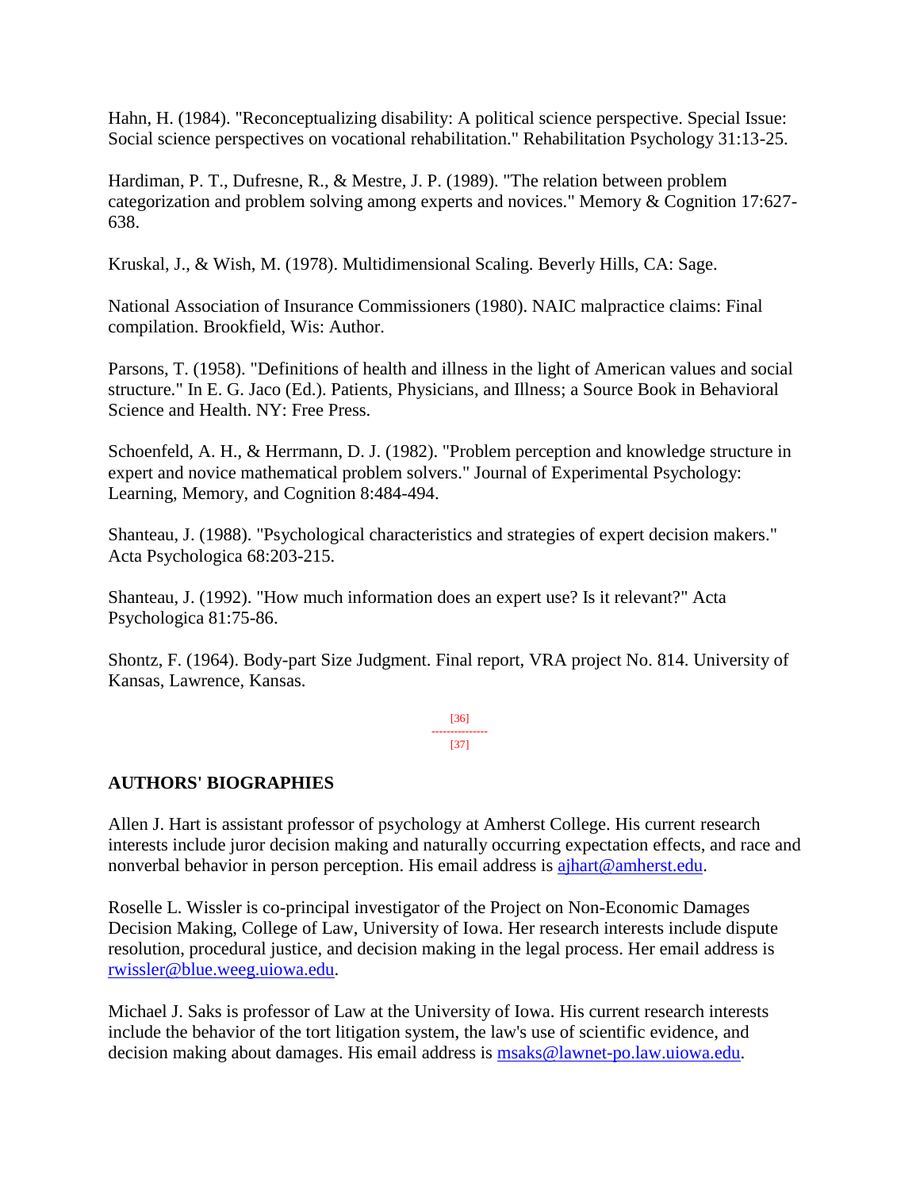Hahn, H. (1984). "Reconceptualizing disability: A political science perspective. Special Issue: Social science perspectives on vocational rehabilitation." Rehabilitation Psychology 31:13-25.

Hardiman, P. T., Dufresne, R., & Mestre, J. P. (1989). "The relation between problem categorization and problem solving among experts and novices." Memory & Cognition 17:627-638.

Kruskal, J., & Wish, M. (1978). Multidimensional Scaling. Beverly Hills, CA: Sage.

National Association of Insurance Commissioners (1980). NAIC malpractice claims: Final compilation. Brookfield, Wis: Author.

Parsons, T. (1958). "Definitions of health and illness in the light of American values and social structure." In E. G. Jaco (Ed.). Patients, Physicians, and Illness; a Source Book in Behavioral Science and Health. NY: Free Press.

Schoenfeld, A. H., & Herrmann, D. J. (1982). "Problem perception and knowledge structure in expert and novice mathematical problem solvers." Journal of Experimental Psychology: Learning, Memory, and Cognition 8:484-494.

Shanteau, J. (1988). "Psychological characteristics and strategies of expert decision makers." Acta Psychologica 68:203-215.

Shanteau, J. (1992). "How much information does an expert use? Is it relevant?" Acta Psychologica 81:75-86.

Shontz, F. (1964). Body-part Size Judgment. Final report, VRA project No. 814. University of Kansas, Lawrence, Kansas.

[36]
---------------
[37]

**AUTHORS' BIOGRAPHIES**

Allen J. Hart is assistant professor of psychology at Amherst College. His current research interests include juror decision making and naturally occurring expectation effects, and race and nonverbal behavior in person perception. His email address is ajhart@amherst.edu.

Roselle L. Wissler is co-principal investigator of the Project on Non-Economic Damages Decision Making, College of Law, University of Iowa. Her research interests include dispute resolution, procedural justice, and decision making in the legal process. Her email address is rwissler@blue.weeg.uiowa.edu.

Michael J. Saks is professor of Law at the University of Iowa. His current research interests include the behavior of the tort litigation system, the law's use of scientific evidence, and decision making about damages. His email address is msaks@lawnet-po.law.uiowa.edu.